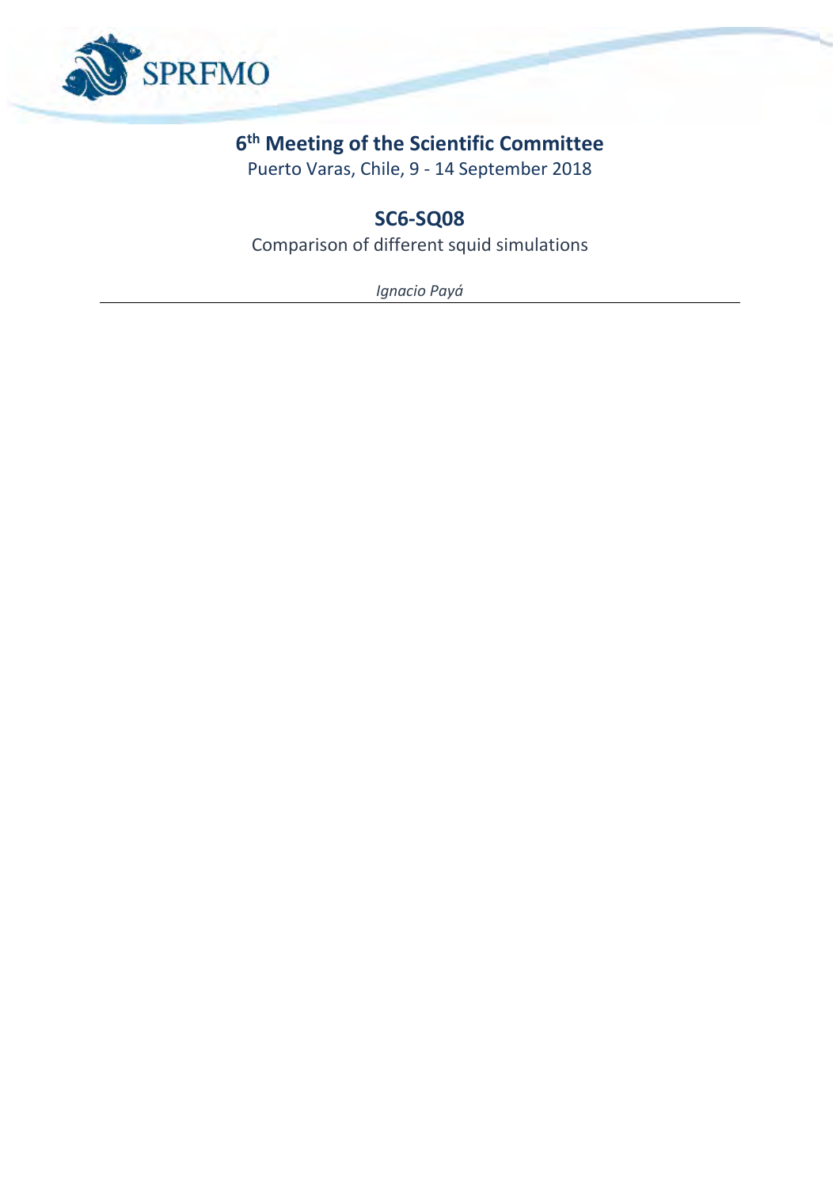# 6th Meeting of the Scientific Committee

Puerto Varas, Chile, 9 - 14 September 2018

## SC6-SQ08

Comparison of different squid simulations

*Ignacio Payá*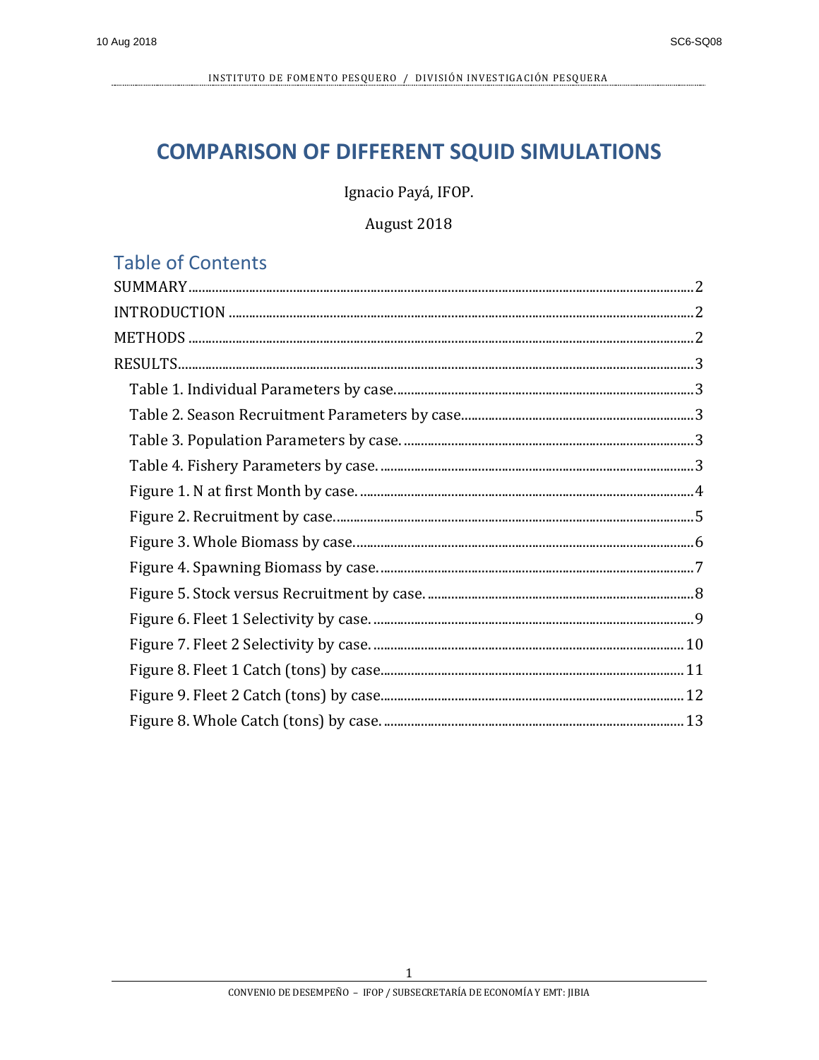# COMPARISON OF DIFFERENT SQUID SIMULATIONS

Ignacio Payá, IFOP.

August 2018

## Table of Contents

- SUMMARY ........ 2
- INTRODUCTION ........ 2
- METHODS ........ 2
- RESULTS ........ 3
  - Table 1. Individual Parameters by case. ........ 3
  - Table 2. Season Recruitment Parameters by case. ........ 3
  - Table 3. Population Parameters by case. ........ 3
  - Table 4. Fishery Parameters by case. ........ 3
  - Figure 1. N at first Month by case. ........ 4
  - Figure 2. Recruitment by case. ........ 5
  - Figure 3. Whole Biomass by case. ........ 6
  - Figure 4. Spawning Biomass by case. ........ 7
  - Figure 5. Stock versus Recruitment by case. ........ 8
  - Figure 6. Fleet 1 Selectivity by case. ........ 9
  - Figure 7. Fleet 2 Selectivity by case. ........ 10
  - Figure 8. Fleet 1 Catch (tons) by case. ........ 11
  - Figure 9. Fleet 2 Catch (tons) by case. ........ 12
  - Figure 8. Whole Catch (tons) by case. ........ 13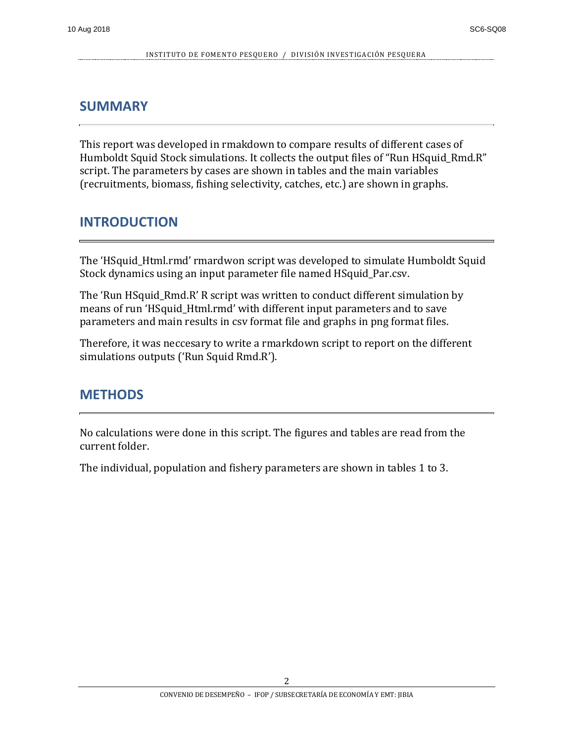## SUMMARY

This report was developed in rmakdown to compare results of different cases of Humboldt Squid Stock simulations. It collects the output files of "Run HSquid_Rmd.R" script. The parameters by cases are shown in tables and the main variables (recruitments, biomass, fishing selectivity, catches, etc.) are shown in graphs.

## INTRODUCTION

The 'HSquid_Html.rmd' rmardwon script was developed to simulate Humboldt Squid Stock dynamics using an input parameter file named HSquid_Par.csv.

The 'Run HSquid_Rmd.R' R script was written to conduct different simulation by means of run 'HSquid_Html.rmd' with different input parameters and to save parameters and main results in csv format file and graphs in png format files.

Therefore, it was neccesary to write a rmarkdown script to report on the different simulations outputs ('Run Squid Rmd.R').

## METHODS

No calculations were done in this script. The figures and tables are read from the current folder.

The individual, population and fishery parameters are shown in tables 1 to 3.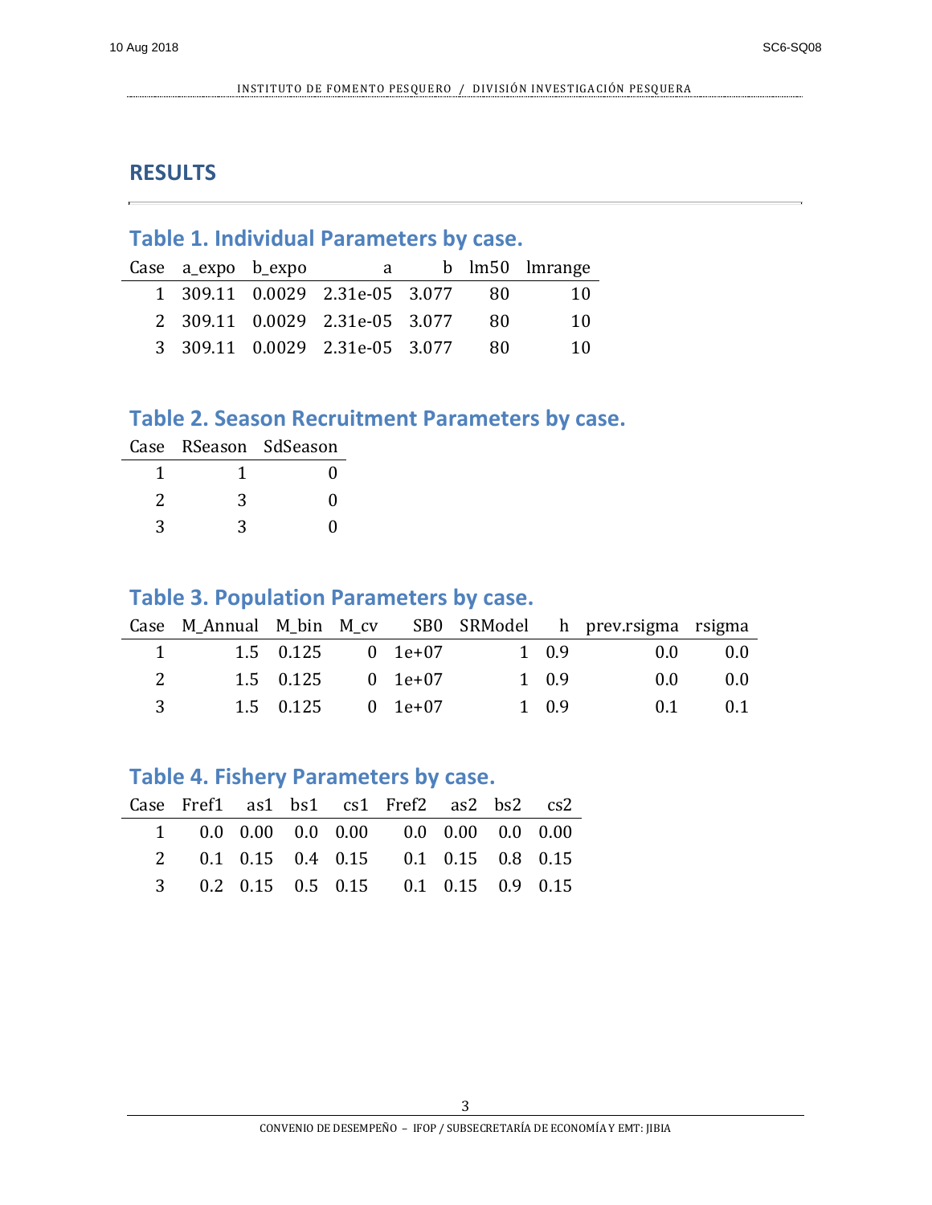## RESULTS

### Table 1. Individual Parameters by case.

| Case | a_expo | b_expo | a | b | lm50 | lmrange |
|---|---|---|---|---|---|---|
| 1 | 309.11 | 0.0029 | 2.31e-05 | 3.077 | 80 | 10 |
| 2 | 309.11 | 0.0029 | 2.31e-05 | 3.077 | 80 | 10 |
| 3 | 309.11 | 0.0029 | 2.31e-05 | 3.077 | 80 | 10 |

### Table 2. Season Recruitment Parameters by case.

| Case | RSeason | SdSeason |
|---|---|---|
| 1 | 1 | 0 |
| 2 | 3 | 0 |
| 3 | 3 | 0 |

### Table 3. Population Parameters by case.

| Case | M_Annual | M_bin | M_cv | SB0 | SRModel | h | prev.rsigma | rsigma |
|---|---|---|---|---|---|---|---|---|
| 1 | 1.5 | 0.125 | 0 | 1e+07 | 1 | 0.9 | 0.0 | 0.0 |
| 2 | 1.5 | 0.125 | 0 | 1e+07 | 1 | 0.9 | 0.0 | 0.0 |
| 3 | 1.5 | 0.125 | 0 | 1e+07 | 1 | 0.9 | 0.1 | 0.1 |

### Table 4. Fishery Parameters by case.

| Case | Fref1 | as1 | bs1 | cs1 | Fref2 | as2 | bs2 | cs2 |
|---|---|---|---|---|---|---|---|---|
| 1 | 0.0 | 0.00 | 0.0 | 0.00 | 0.0 | 0.00 | 0.0 | 0.00 |
| 2 | 0.1 | 0.15 | 0.4 | 0.15 | 0.1 | 0.15 | 0.8 | 0.15 |
| 3 | 0.2 | 0.15 | 0.5 | 0.15 | 0.1 | 0.15 | 0.9 | 0.15 |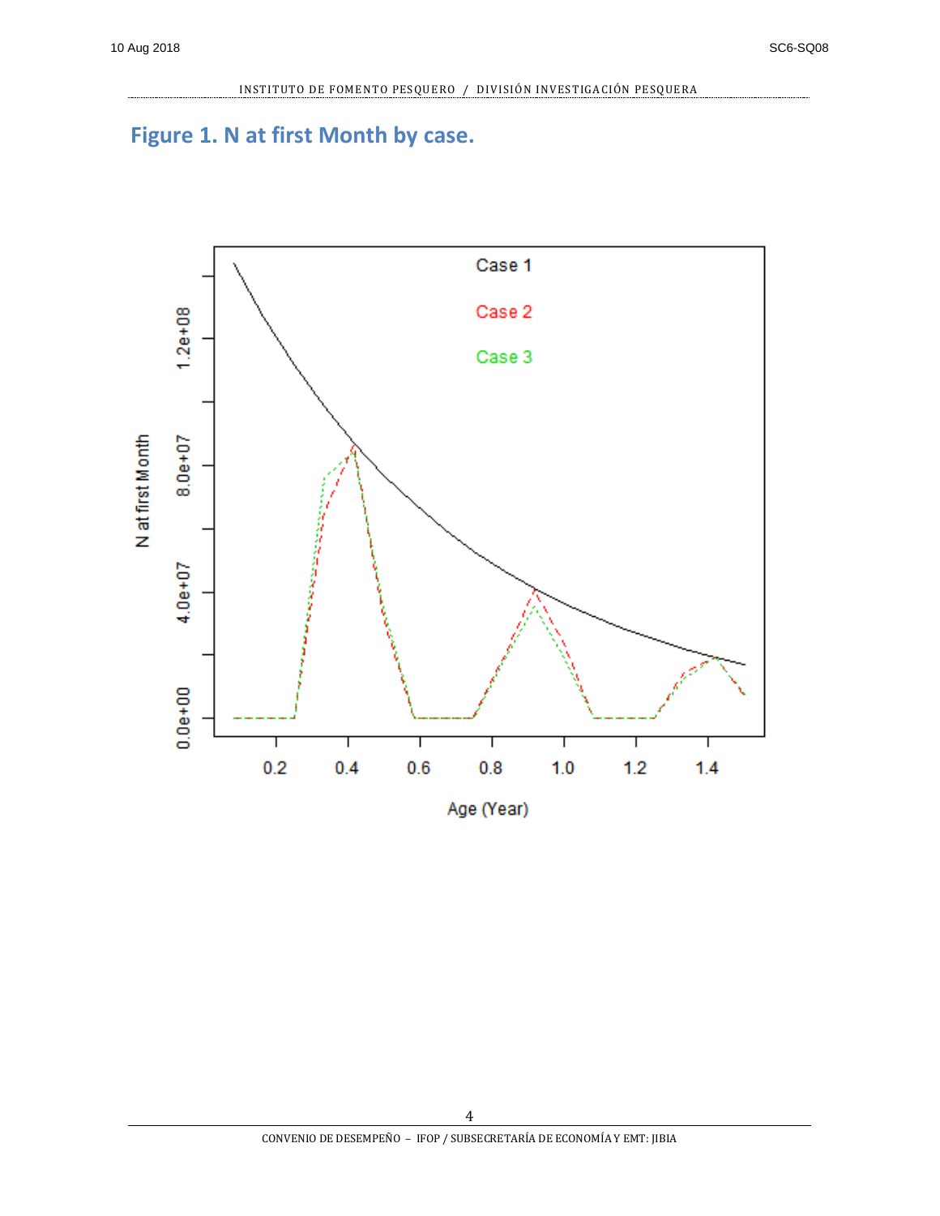# Figure 1. N at first Month by case.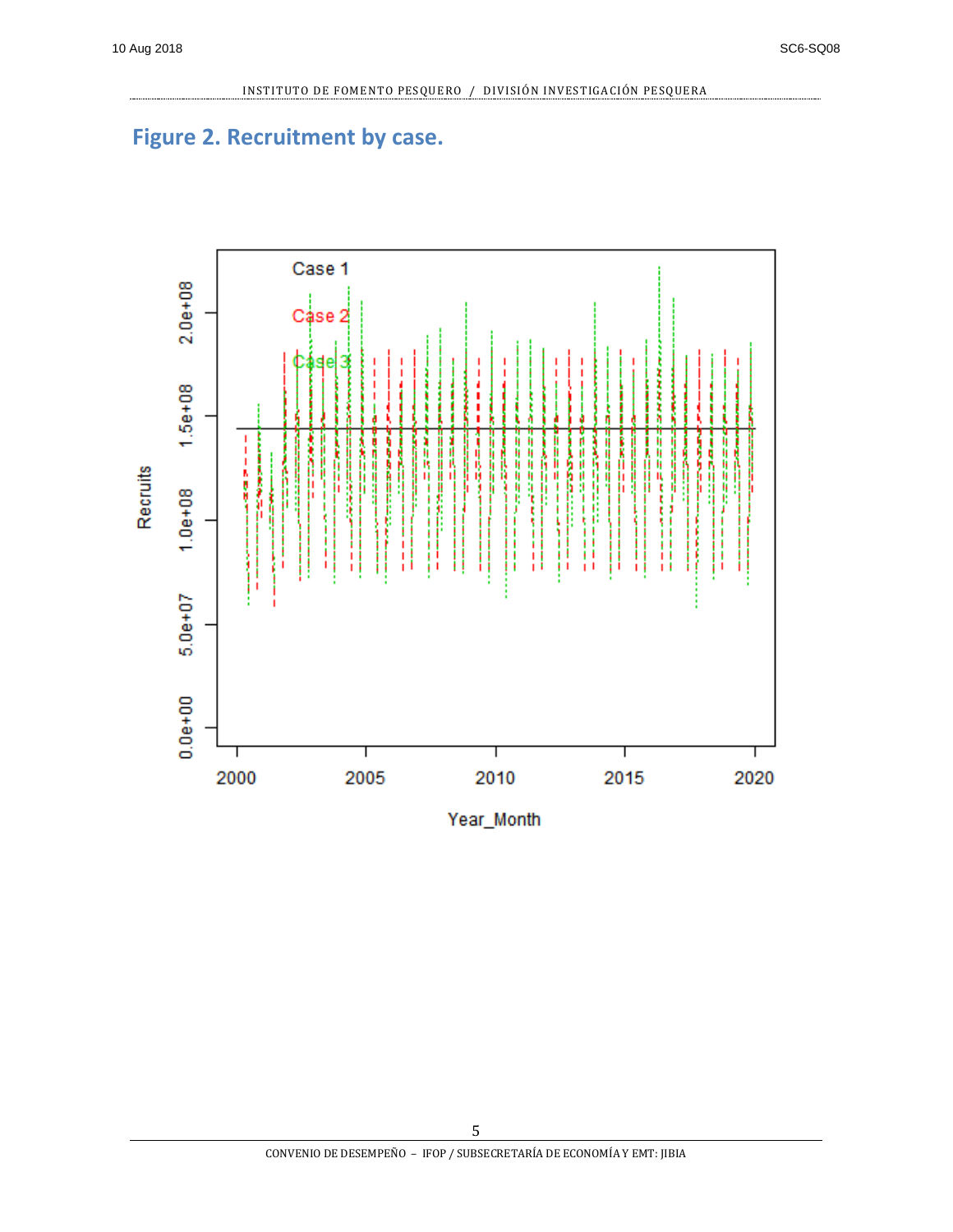## Figure 2. Recruitment by case.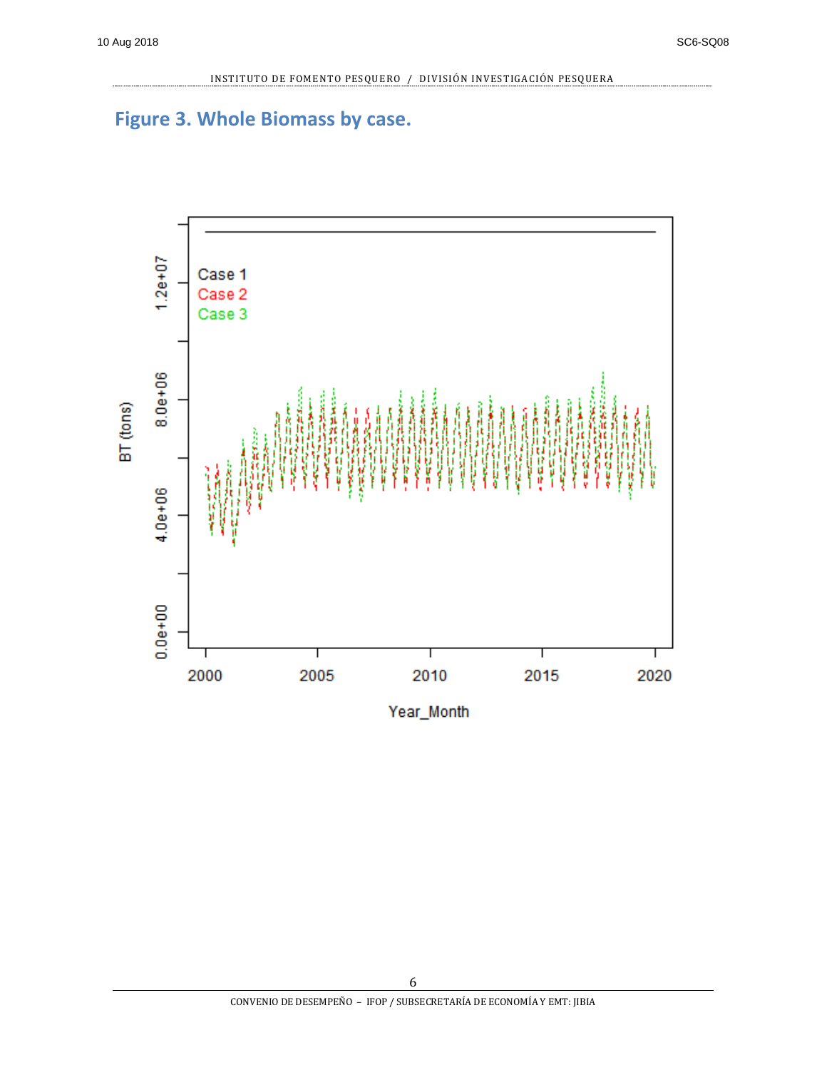## Figure 3. Whole Biomass by case.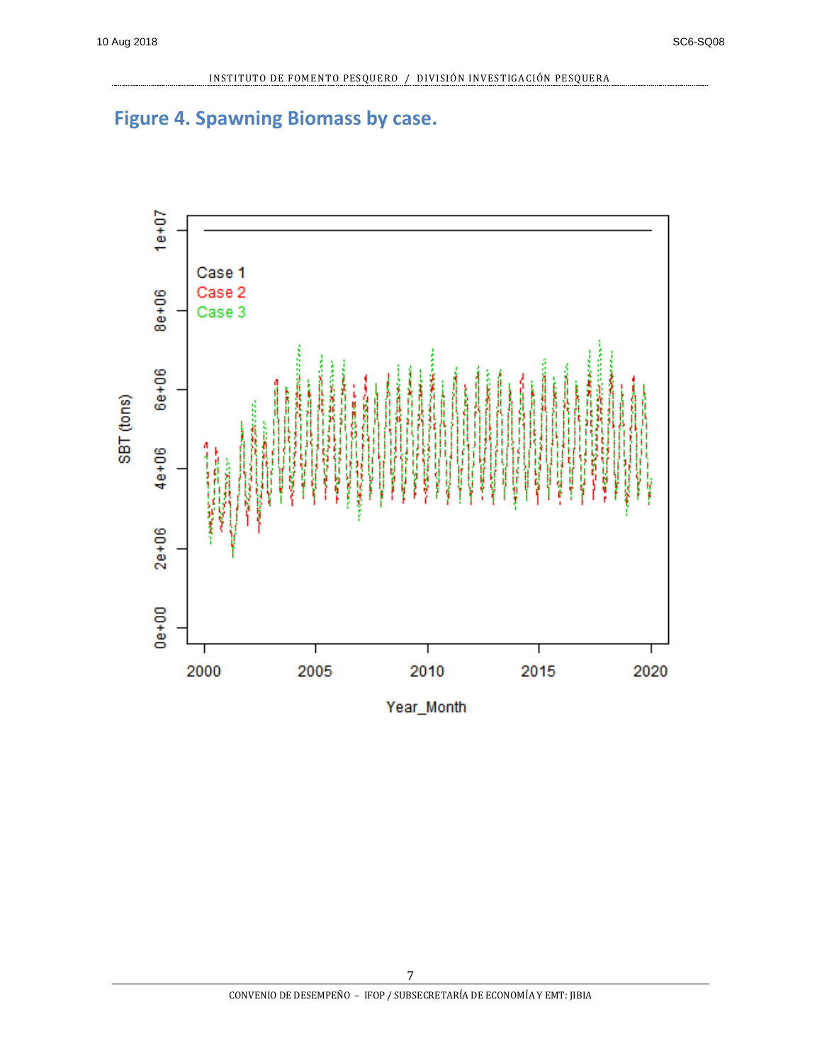## Figure 4. Spawning Biomass by case.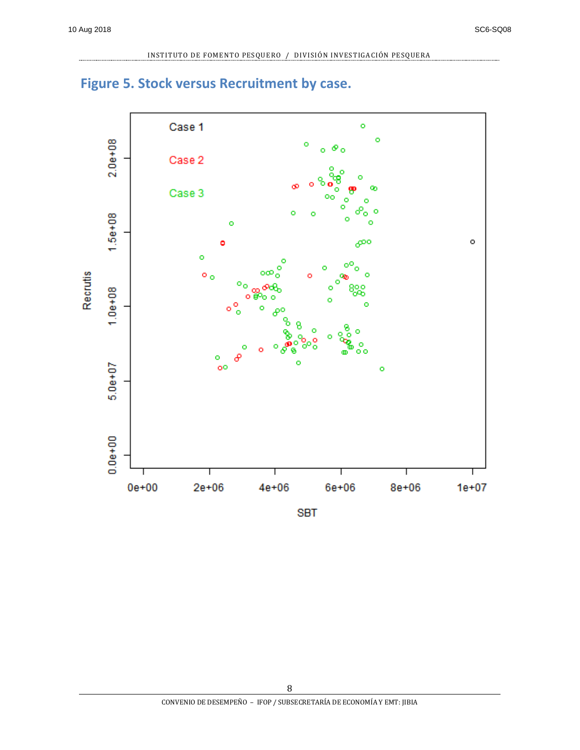# Figure 5. Stock versus Recruitment by case.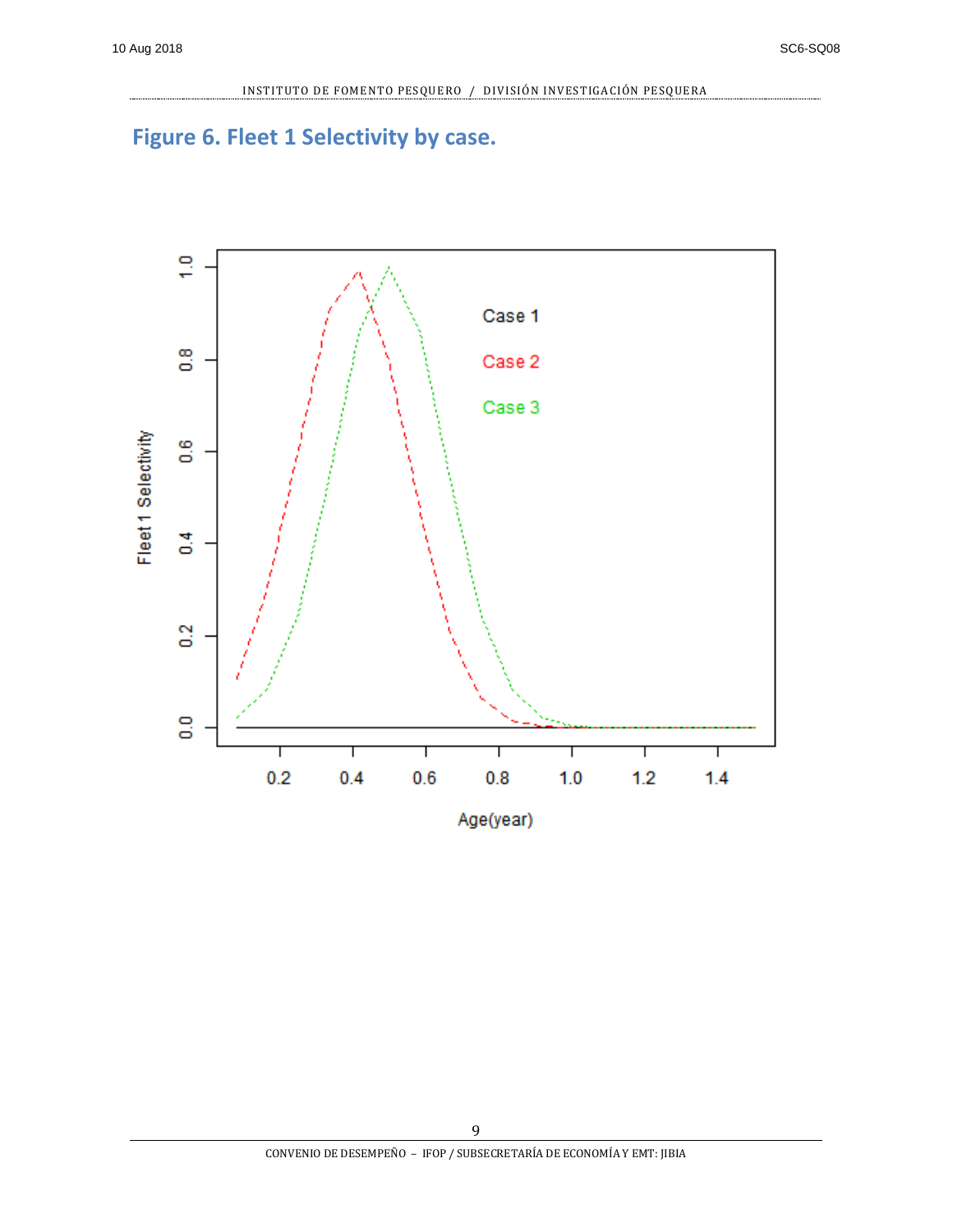## Figure 6. Fleet 1 Selectivity by case.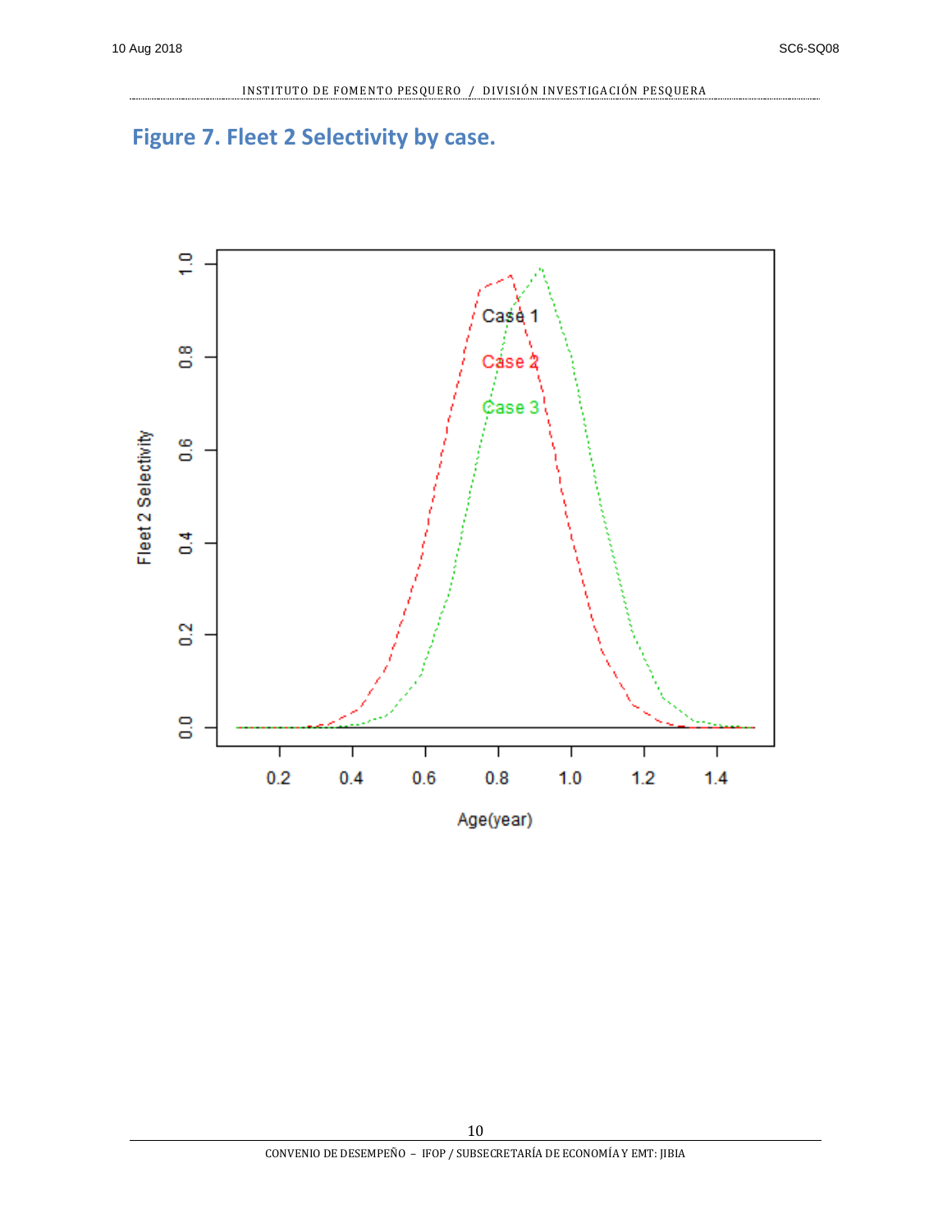## Figure 7. Fleet 2 Selectivity by case.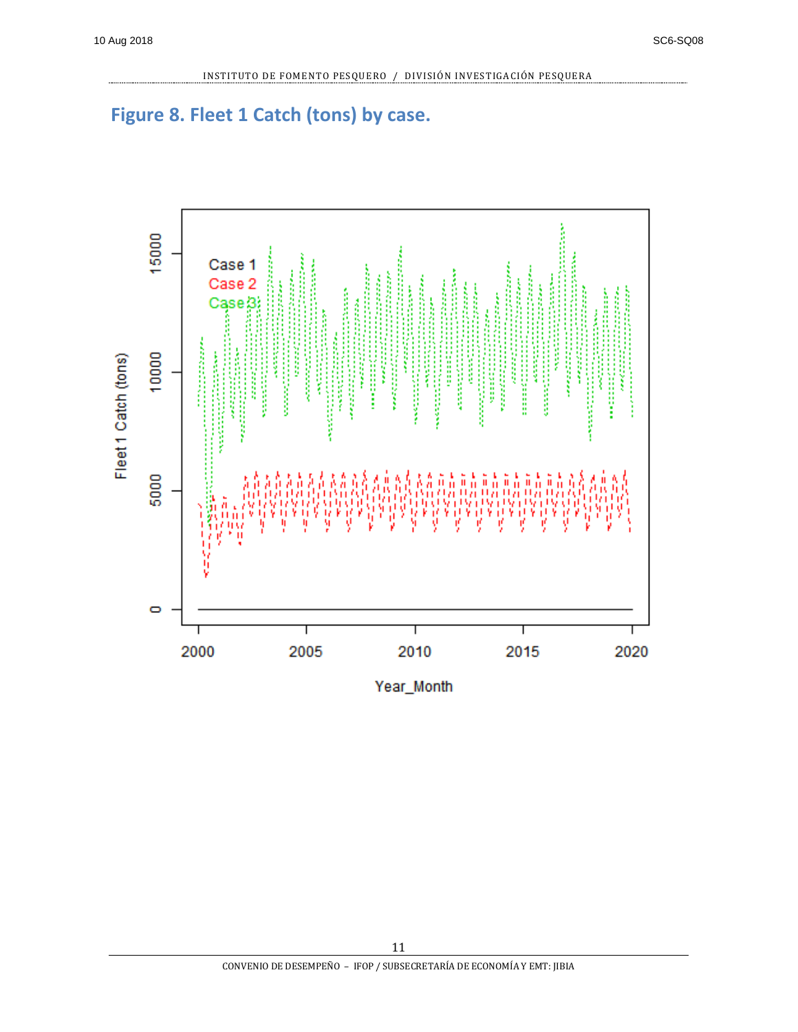# Figure 8. Fleet 1 Catch (tons) by case.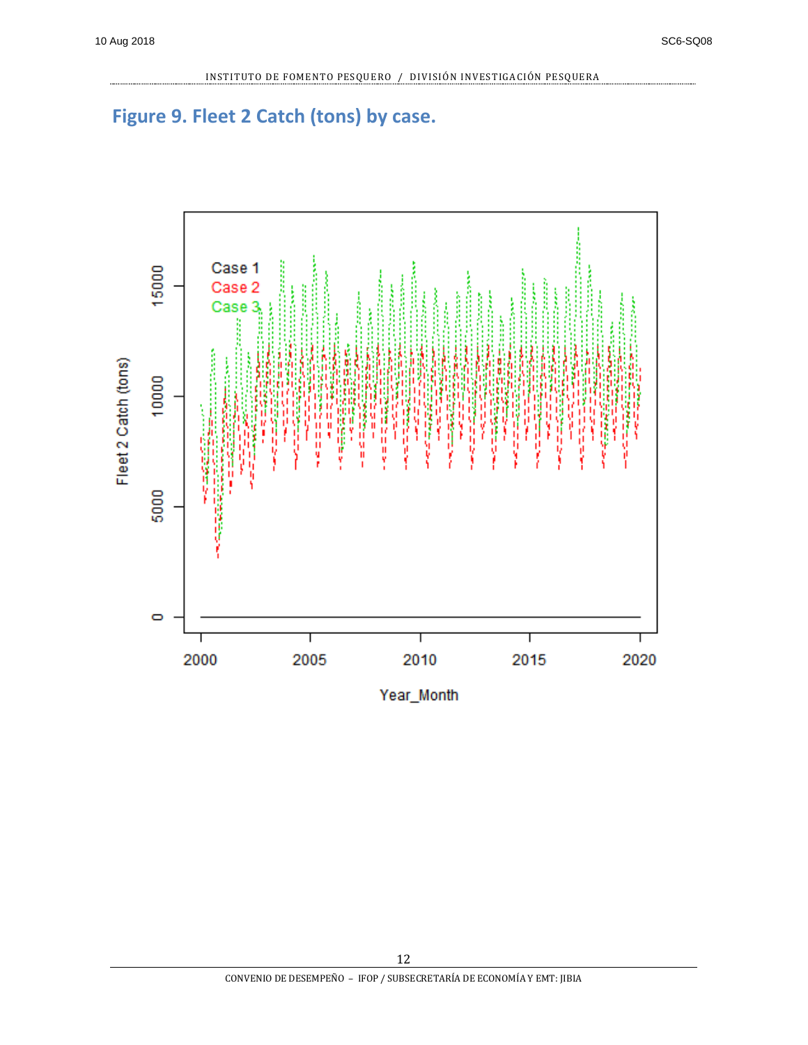## Figure 9. Fleet 2 Catch (tons) by case.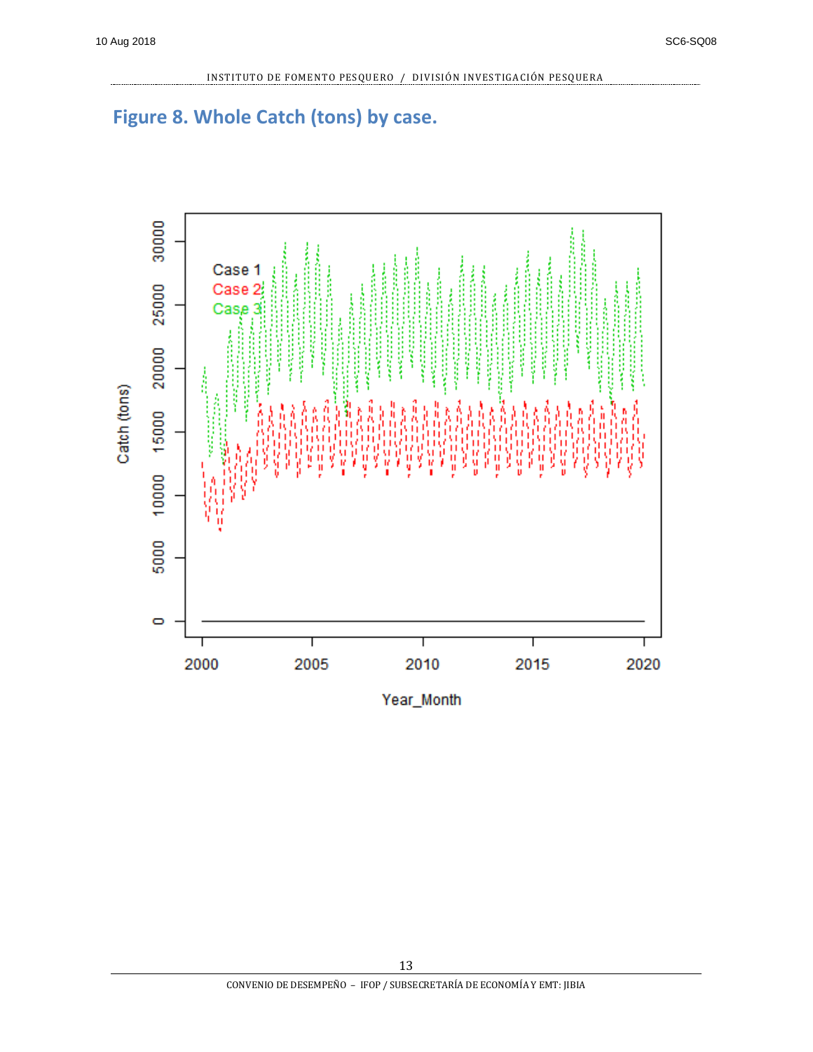## Figure 8. Whole Catch (tons) by case.

Case 1
Case 2
Case 3

Catch (tons)

0
5000
10000
15000
20000
25000
30000

2000
2005
2010
2015
2020

Year_Month